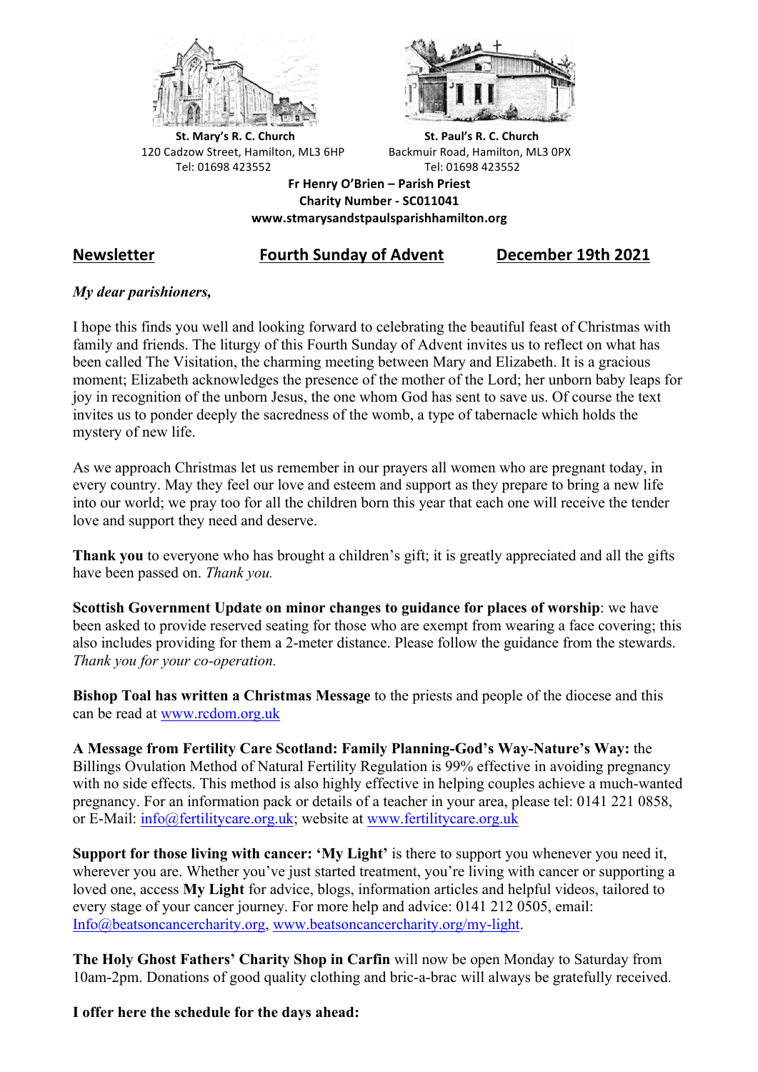**St. Mary's R. C. Church**
120 Cadzow Street, Hamilton, ML3 6HP
Tel: 01698 423552

**St. Paul's R. C. Church**
Backmuir Road, Hamilton, ML3 0PX
Tel: 01698 423552

**Fr Henry O'Brien – Parish Priest**
**Charity Number - SC011041**
**www.stmarysandstpaulsparishhamilton.org**

## Newsletter | Fourth Sunday of Advent | December 19th 2021

*My dear parishioners,*

I hope this finds you well and looking forward to celebrating the beautiful feast of Christmas with family and friends. The liturgy of this Fourth Sunday of Advent invites us to reflect on what has been called The Visitation, the charming meeting between Mary and Elizabeth. It is a gracious moment; Elizabeth acknowledges the presence of the mother of the Lord; her unborn baby leaps for joy in recognition of the unborn Jesus, the one whom God has sent to save us. Of course the text invites us to ponder deeply the sacredness of the womb, a type of tabernacle which holds the mystery of new life.

As we approach Christmas let us remember in our prayers all women who are pregnant today, in every country. May they feel our love and esteem and support as they prepare to bring a new life into our world; we pray too for all the children born this year that each one will receive the tender love and support they need and deserve.

**Thank you** to everyone who has brought a children's gift; it is greatly appreciated and all the gifts have been passed on. *Thank you.*

**Scottish Government Update on minor changes to guidance for places of worship**: we have been asked to provide reserved seating for those who are exempt from wearing a face covering; this also includes providing for them a 2-meter distance. Please follow the guidance from the stewards. *Thank you for your co-operation.*

**Bishop Toal has written a Christmas Message** to the priests and people of the diocese and this can be read at www.rcdom.org.uk

**A Message from Fertility Care Scotland: Family Planning-God's Way-Nature's Way:** the Billings Ovulation Method of Natural Fertility Regulation is 99% effective in avoiding pregnancy with no side effects. This method is also highly effective in helping couples achieve a much-wanted pregnancy. For an information pack or details of a teacher in your area, please tel: 0141 221 0858, or E-Mail: info@fertilitycare.org.uk; website at www.fertilitycare.org.uk

**Support for those living with cancer: 'My Light'** is there to support you whenever you need it, wherever you are. Whether you've just started treatment, you're living with cancer or supporting a loved one, access **My Light** for advice, blogs, information articles and helpful videos, tailored to every stage of your cancer journey. For more help and advice: 0141 212 0505, email: Info@beatsoncancercharity.org, www.beatsoncancercharity.org/my-light.

**The Holy Ghost Fathers' Charity Shop in Carfin** will now be open Monday to Saturday from 10am-2pm. Donations of good quality clothing and bric-a-brac will always be gratefully received.

**I offer here the schedule for the days ahead:**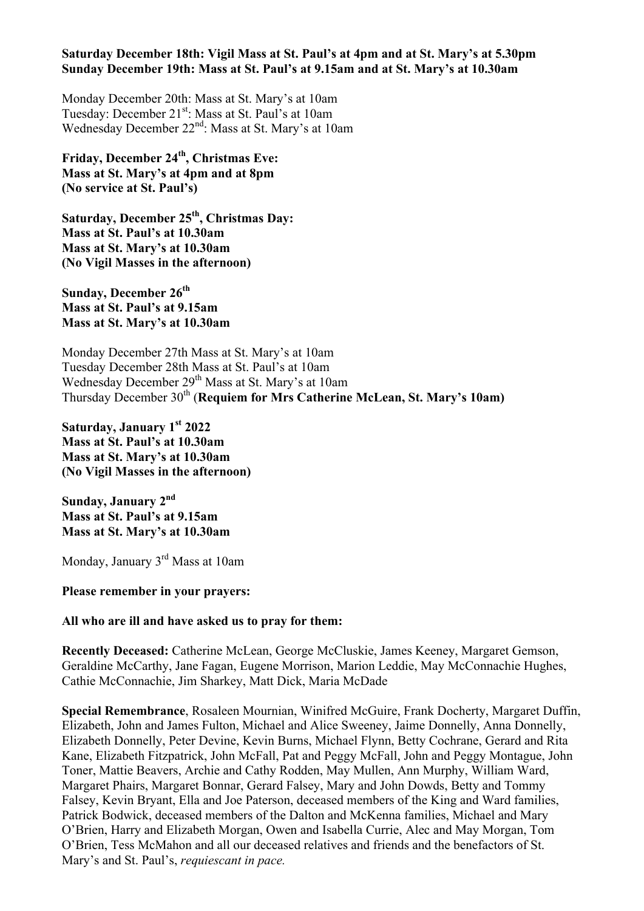**Saturday December 18th: Vigil Mass at St. Paul's at 4pm and at St. Mary's at 5.30pm**
**Sunday December 19th: Mass at St. Paul's at 9.15am and at St. Mary's at 10.30am**

Monday December 20th: Mass at St. Mary's at 10am
Tuesday: December 21st: Mass at St. Paul's at 10am
Wednesday December 22nd: Mass at St. Mary's at 10am

**Friday, December 24th, Christmas Eve:**
**Mass at St. Mary's at 4pm and at 8pm**
**(No service at St. Paul's)**

**Saturday, December 25th, Christmas Day:**
**Mass at St. Paul's at 10.30am**
**Mass at St. Mary's at 10.30am**
**(No Vigil Masses in the afternoon)**

**Sunday, December 26th**
**Mass at St. Paul's at 9.15am**
**Mass at St. Mary's at 10.30am**

Monday December 27th Mass at St. Mary's at 10am
Tuesday December 28th Mass at St. Paul's at 10am
Wednesday December 29th Mass at St. Mary's at 10am
Thursday December 30th (**Requiem for Mrs Catherine McLean, St. Mary's 10am)**

**Saturday, January 1st 2022**
**Mass at St. Paul's at 10.30am**
**Mass at St. Mary's at 10.30am**
**(No Vigil Masses in the afternoon)**

**Sunday, January 2nd**
**Mass at St. Paul's at 9.15am**
**Mass at St. Mary's at 10.30am**

Monday, January 3rd Mass at 10am

**Please remember in your prayers:**

**All who are ill and have asked us to pray for them:**

**Recently Deceased:** Catherine McLean, George McCluskie, James Keeney, Margaret Gemson, Geraldine McCarthy, Jane Fagan, Eugene Morrison, Marion Leddie, May McConnachie Hughes, Cathie McConnachie, Jim Sharkey, Matt Dick, Maria McDade

**Special Remembrance**, Rosaleen Mournian, Winifred McGuire, Frank Docherty, Margaret Duffin, Elizabeth, John and James Fulton, Michael and Alice Sweeney, Jaime Donnelly, Anna Donnelly, Elizabeth Donnelly, Peter Devine, Kevin Burns, Michael Flynn, Betty Cochrane, Gerard and Rita Kane, Elizabeth Fitzpatrick, John McFall, Pat and Peggy McFall, John and Peggy Montague, John Toner, Mattie Beavers, Archie and Cathy Rodden, May Mullen, Ann Murphy, William Ward, Margaret Phairs, Margaret Bonnar, Gerard Falsey, Mary and John Dowds, Betty and Tommy Falsey, Kevin Bryant, Ella and Joe Paterson, deceased members of the King and Ward families, Patrick Bodwick, deceased members of the Dalton and McKenna families, Michael and Mary O'Brien, Harry and Elizabeth Morgan, Owen and Isabella Currie, Alec and May Morgan, Tom O'Brien, Tess McMahon and all our deceased relatives and friends and the benefactors of St. Mary's and St. Paul's, *requiescant in pace.*